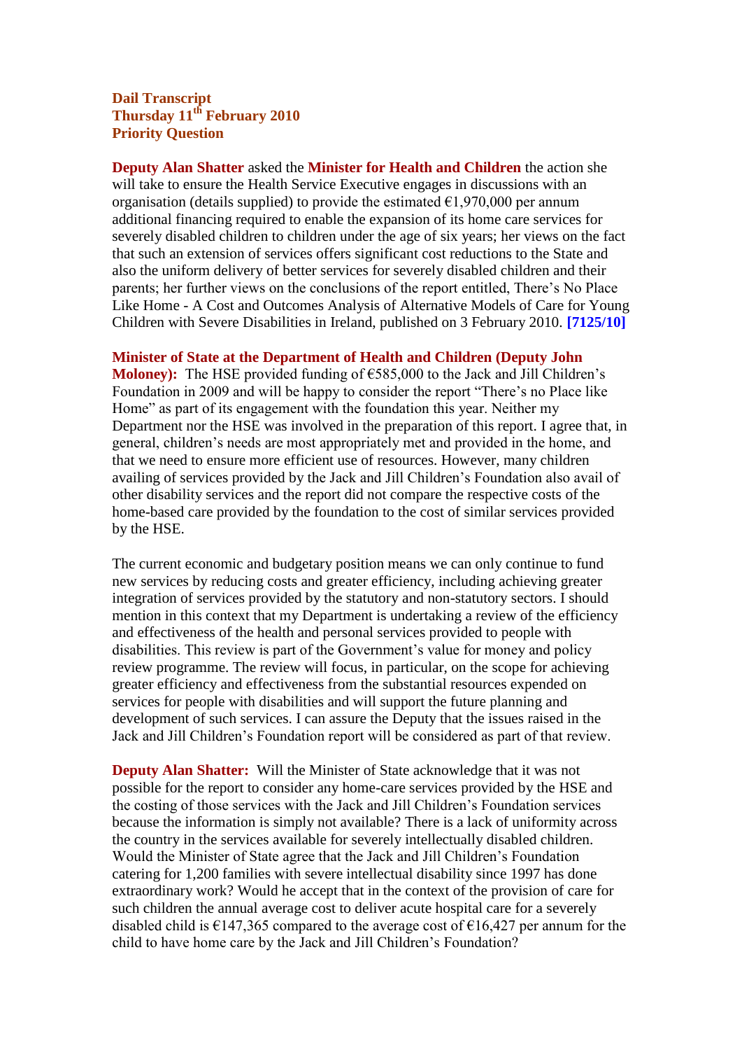**Dail Transcript**
**Thursday 11th February 2010**
**Priority Question**

**Deputy Alan Shatter** asked the **Minister for Health and Children** the action she will take to ensure the Health Service Executive engages in discussions with an organisation (details supplied) to provide the estimated €1,970,000 per annum additional financing required to enable the expansion of its home care services for severely disabled children to children under the age of six years; her views on the fact that such an extension of services offers significant cost reductions to the State and also the uniform delivery of better services for severely disabled children and their parents; her further views on the conclusions of the report entitled, There's No Place Like Home - A Cost and Outcomes Analysis of Alternative Models of Care for Young Children with Severe Disabilities in Ireland, published on 3 February 2010. **[7125/10]**

**Minister of State at the Department of Health and Children (Deputy John Moloney):** The HSE provided funding of €585,000 to the Jack and Jill Children's Foundation in 2009 and will be happy to consider the report "There's no Place like Home" as part of its engagement with the foundation this year. Neither my Department nor the HSE was involved in the preparation of this report. I agree that, in general, children's needs are most appropriately met and provided in the home, and that we need to ensure more efficient use of resources. However, many children availing of services provided by the Jack and Jill Children's Foundation also avail of other disability services and the report did not compare the respective costs of the home-based care provided by the foundation to the cost of similar services provided by the HSE.

The current economic and budgetary position means we can only continue to fund new services by reducing costs and greater efficiency, including achieving greater integration of services provided by the statutory and non-statutory sectors. I should mention in this context that my Department is undertaking a review of the efficiency and effectiveness of the health and personal services provided to people with disabilities. This review is part of the Government's value for money and policy review programme. The review will focus, in particular, on the scope for achieving greater efficiency and effectiveness from the substantial resources expended on services for people with disabilities and will support the future planning and development of such services. I can assure the Deputy that the issues raised in the Jack and Jill Children's Foundation report will be considered as part of that review.

**Deputy Alan Shatter:** Will the Minister of State acknowledge that it was not possible for the report to consider any home-care services provided by the HSE and the costing of those services with the Jack and Jill Children's Foundation services because the information is simply not available? There is a lack of uniformity across the country in the services available for severely intellectually disabled children. Would the Minister of State agree that the Jack and Jill Children's Foundation catering for 1,200 families with severe intellectual disability since 1997 has done extraordinary work? Would he accept that in the context of the provision of care for such children the annual average cost to deliver acute hospital care for a severely disabled child is €147,365 compared to the average cost of €16,427 per annum for the child to have home care by the Jack and Jill Children's Foundation?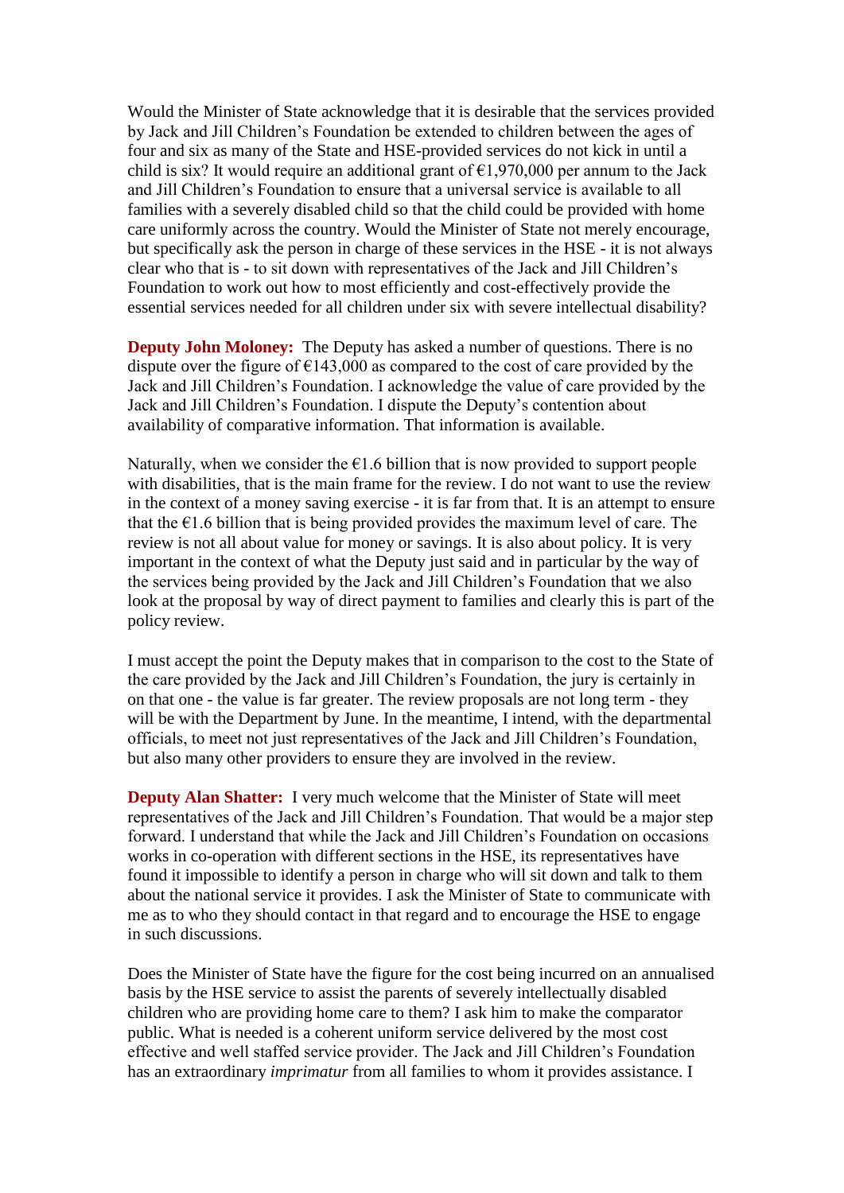Would the Minister of State acknowledge that it is desirable that the services provided by Jack and Jill Children's Foundation be extended to children between the ages of four and six as many of the State and HSE-provided services do not kick in until a child is six? It would require an additional grant of €1,970,000 per annum to the Jack and Jill Children's Foundation to ensure that a universal service is available to all families with a severely disabled child so that the child could be provided with home care uniformly across the country. Would the Minister of State not merely encourage, but specifically ask the person in charge of these services in the HSE - it is not always clear who that is - to sit down with representatives of the Jack and Jill Children's Foundation to work out how to most efficiently and cost-effectively provide the essential services needed for all children under six with severe intellectual disability?

**Deputy John Moloney:** The Deputy has asked a number of questions. There is no dispute over the figure of €143,000 as compared to the cost of care provided by the Jack and Jill Children's Foundation. I acknowledge the value of care provided by the Jack and Jill Children's Foundation. I dispute the Deputy's contention about availability of comparative information. That information is available.

Naturally, when we consider the €1.6 billion that is now provided to support people with disabilities, that is the main frame for the review. I do not want to use the review in the context of a money saving exercise - it is far from that. It is an attempt to ensure that the €1.6 billion that is being provided provides the maximum level of care. The review is not all about value for money or savings. It is also about policy. It is very important in the context of what the Deputy just said and in particular by the way of the services being provided by the Jack and Jill Children's Foundation that we also look at the proposal by way of direct payment to families and clearly this is part of the policy review.

I must accept the point the Deputy makes that in comparison to the cost to the State of the care provided by the Jack and Jill Children's Foundation, the jury is certainly in on that one - the value is far greater. The review proposals are not long term - they will be with the Department by June. In the meantime, I intend, with the departmental officials, to meet not just representatives of the Jack and Jill Children's Foundation, but also many other providers to ensure they are involved in the review.

**Deputy Alan Shatter:** I very much welcome that the Minister of State will meet representatives of the Jack and Jill Children's Foundation. That would be a major step forward. I understand that while the Jack and Jill Children's Foundation on occasions works in co-operation with different sections in the HSE, its representatives have found it impossible to identify a person in charge who will sit down and talk to them about the national service it provides. I ask the Minister of State to communicate with me as to who they should contact in that regard and to encourage the HSE to engage in such discussions.

Does the Minister of State have the figure for the cost being incurred on an annualised basis by the HSE service to assist the parents of severely intellectually disabled children who are providing home care to them? I ask him to make the comparator public. What is needed is a coherent uniform service delivered by the most cost effective and well staffed service provider. The Jack and Jill Children's Foundation has an extraordinary *imprimatur* from all families to whom it provides assistance. I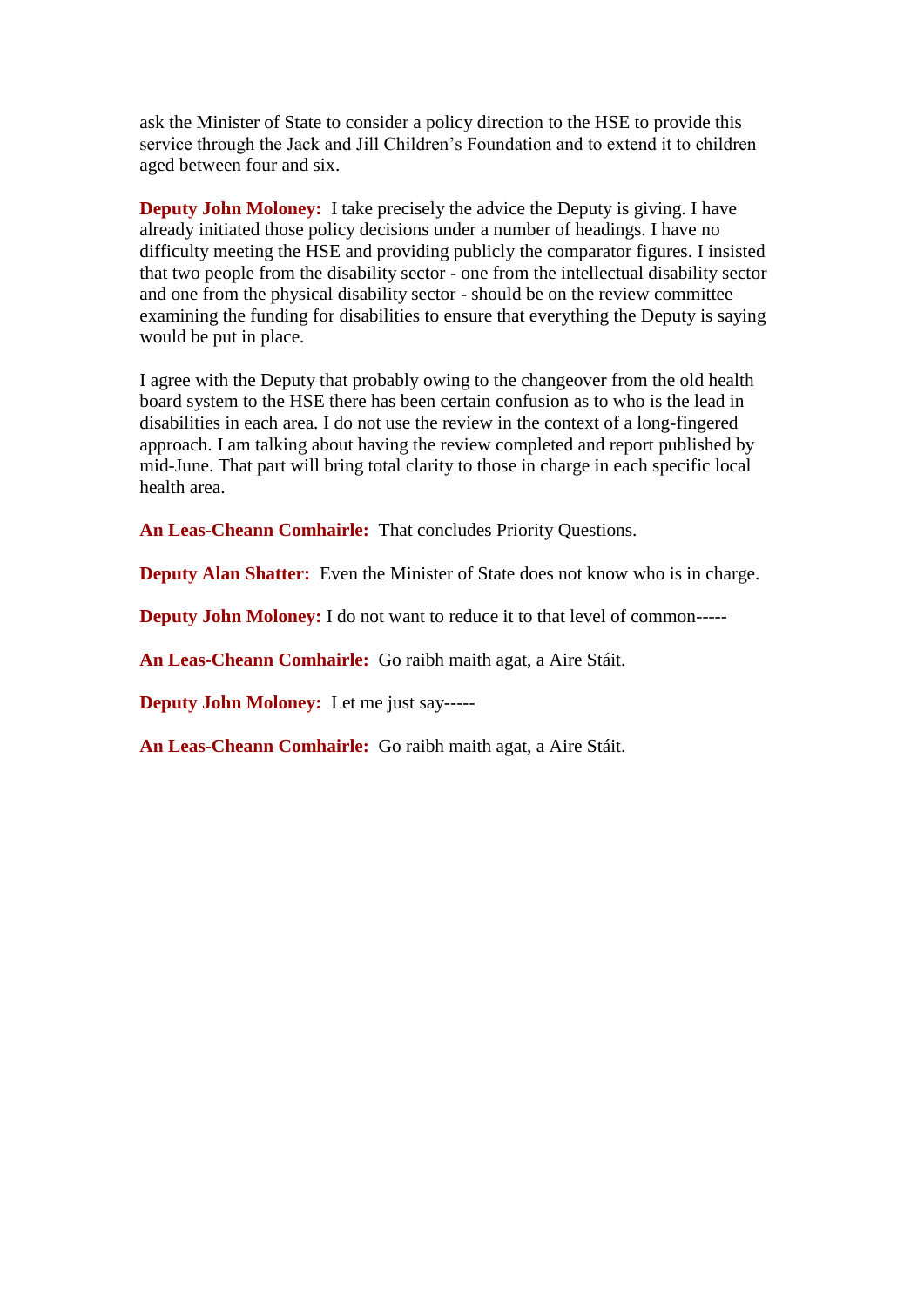ask the Minister of State to consider a policy direction to the HSE to provide this service through the Jack and Jill Children's Foundation and to extend it to children aged between four and six.

**Deputy John Moloney:** I take precisely the advice the Deputy is giving. I have already initiated those policy decisions under a number of headings. I have no difficulty meeting the HSE and providing publicly the comparator figures. I insisted that two people from the disability sector - one from the intellectual disability sector and one from the physical disability sector - should be on the review committee examining the funding for disabilities to ensure that everything the Deputy is saying would be put in place.

I agree with the Deputy that probably owing to the changeover from the old health board system to the HSE there has been certain confusion as to who is the lead in disabilities in each area. I do not use the review in the context of a long-fingered approach. I am talking about having the review completed and report published by mid-June. That part will bring total clarity to those in charge in each specific local health area.

**An Leas-Cheann Comhairle:** That concludes Priority Questions.

**Deputy Alan Shatter:** Even the Minister of State does not know who is in charge.

**Deputy John Moloney:** I do not want to reduce it to that level of common-----

**An Leas-Cheann Comhairle:** Go raibh maith agat, a Aire Stáit.

**Deputy John Moloney:** Let me just say-----

**An Leas-Cheann Comhairle:** Go raibh maith agat, a Aire Stáit.